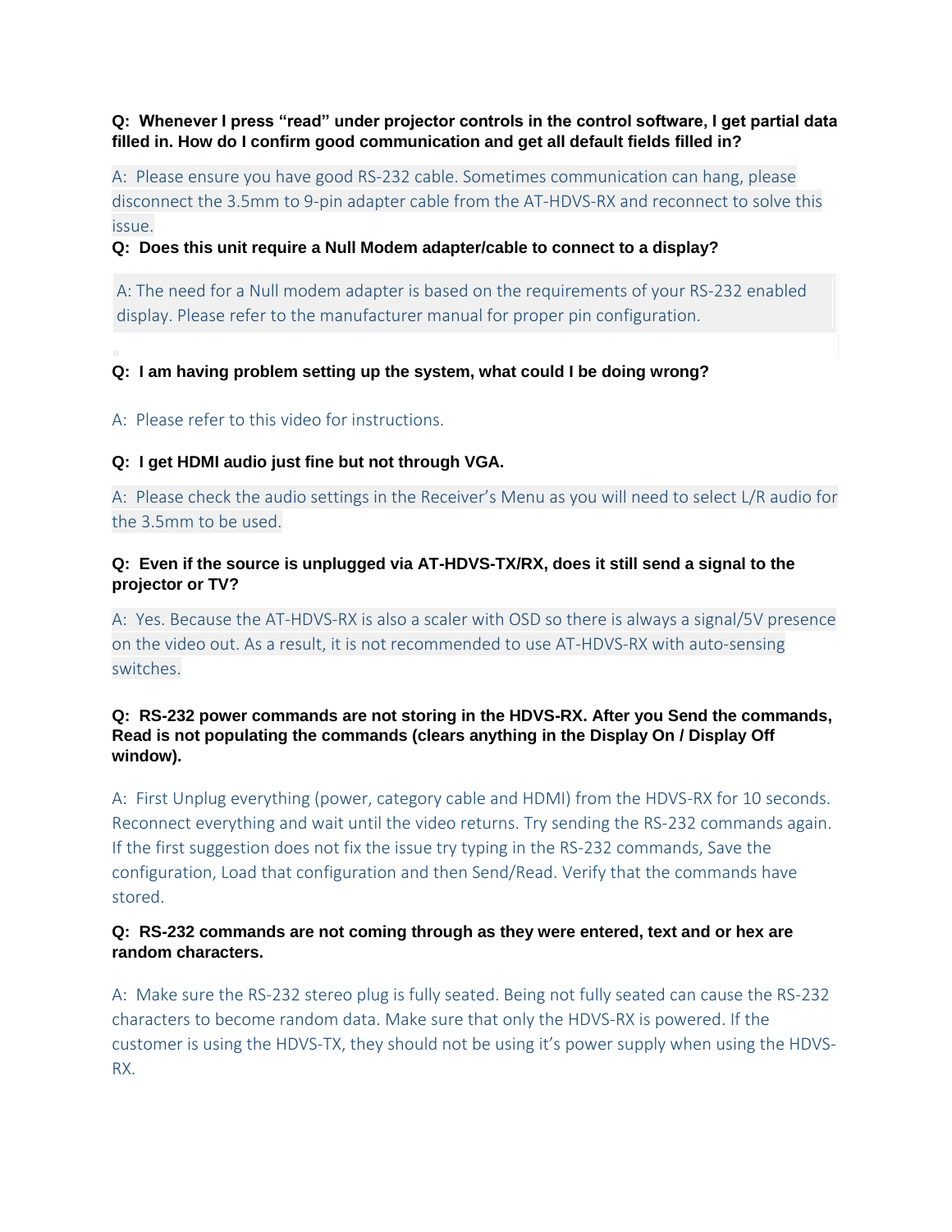**Q: Whenever I press "read" under projector controls in the control software, I get partial data filled in. How do I confirm good communication and get all default fields filled in?**

A: Please ensure you have good RS-232 cable. Sometimes communication can hang, please disconnect the 3.5mm to 9-pin adapter cable from the AT-HDVS-RX and reconnect to solve this issue.

**Q: Does this unit require a Null Modem adapter/cable to connect to a display?**

A: The need for a Null modem adapter is based on the requirements of your RS-232 enabled display. Please refer to the manufacturer manual for proper pin configuration.

**Q: I am having problem setting up the system, what could I be doing wrong?**

A: Please refer to this video for instructions.

**Q: I get HDMI audio just fine but not through VGA.**

A: Please check the audio settings in the Receiver's Menu as you will need to select L/R audio for the 3.5mm to be used.

**Q: Even if the source is unplugged via AT-HDVS-TX/RX, does it still send a signal to the projector or TV?**

A: Yes. Because the AT-HDVS-RX is also a scaler with OSD so there is always a signal/5V presence on the video out. As a result, it is not recommended to use AT-HDVS-RX with auto-sensing switches.

**Q: RS-232 power commands are not storing in the HDVS-RX. After you Send the commands, Read is not populating the commands (clears anything in the Display On / Display Off window).**

A: First Unplug everything (power, category cable and HDMI) from the HDVS-RX for 10 seconds. Reconnect everything and wait until the video returns. Try sending the RS-232 commands again. If the first suggestion does not fix the issue try typing in the RS-232 commands, Save the configuration, Load that configuration and then Send/Read. Verify that the commands have stored.

**Q: RS-232 commands are not coming through as they were entered, text and or hex are random characters.**

A: Make sure the RS-232 stereo plug is fully seated. Being not fully seated can cause the RS-232 characters to become random data. Make sure that only the HDVS-RX is powered. If the customer is using the HDVS-TX, they should not be using it's power supply when using the HDVS-RX.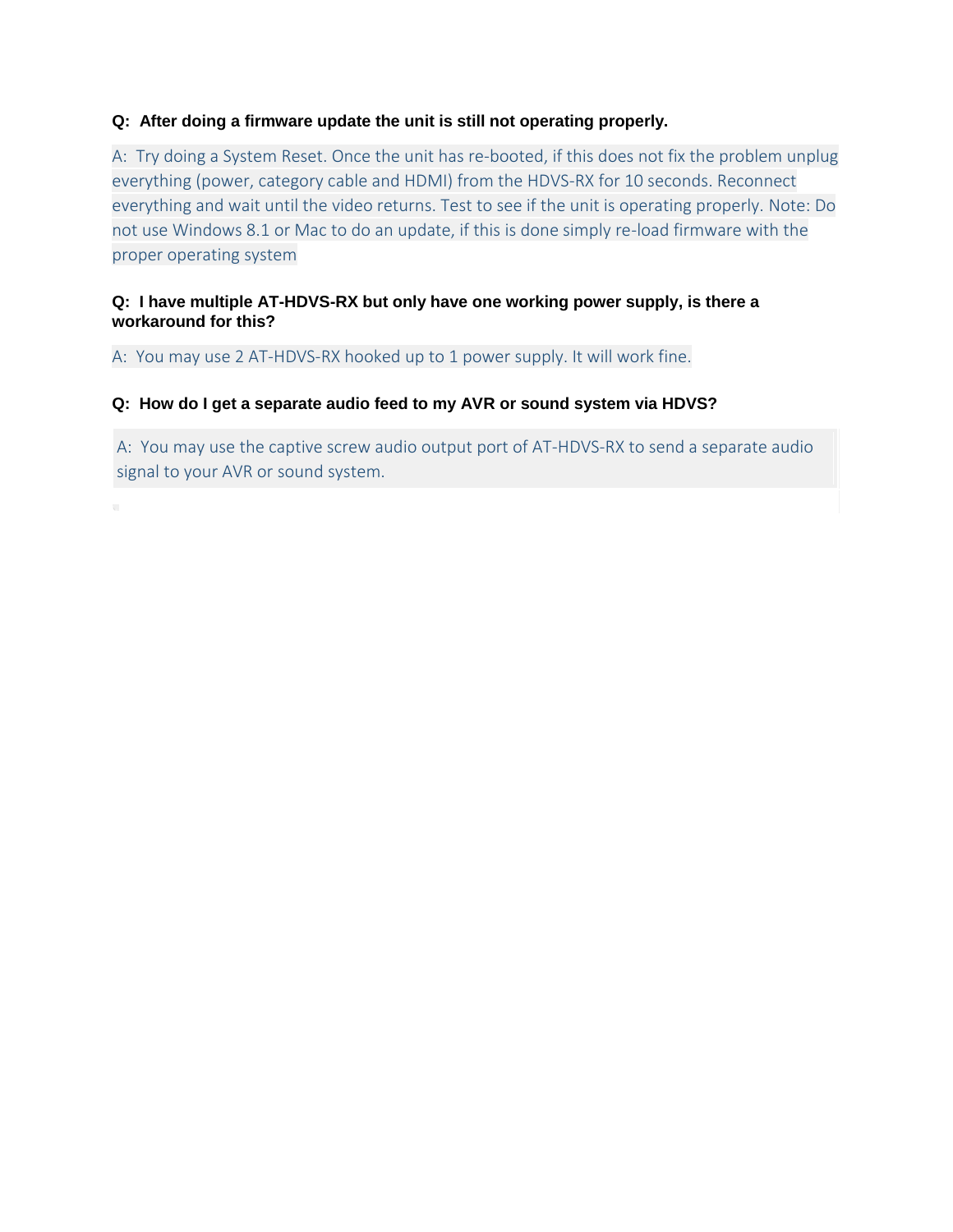**Q: After doing a firmware update the unit is still not operating properly.**

A: Try doing a System Reset. Once the unit has re-booted, if this does not fix the problem unplug everything (power, category cable and HDMI) from the HDVS-RX for 10 seconds. Reconnect everything and wait until the video returns. Test to see if the unit is operating properly. Note: Do not use Windows 8.1 or Mac to do an update, if this is done simply re-load firmware with the proper operating system

**Q: I have multiple AT-HDVS-RX but only have one working power supply, is there a workaround for this?**

A: You may use 2 AT-HDVS-RX hooked up to 1 power supply. It will work fine.

**Q: How do I get a separate audio feed to my AVR or sound system via HDVS?**

A: You may use the captive screw audio output port of AT-HDVS-RX to send a separate audio signal to your AVR or sound system.